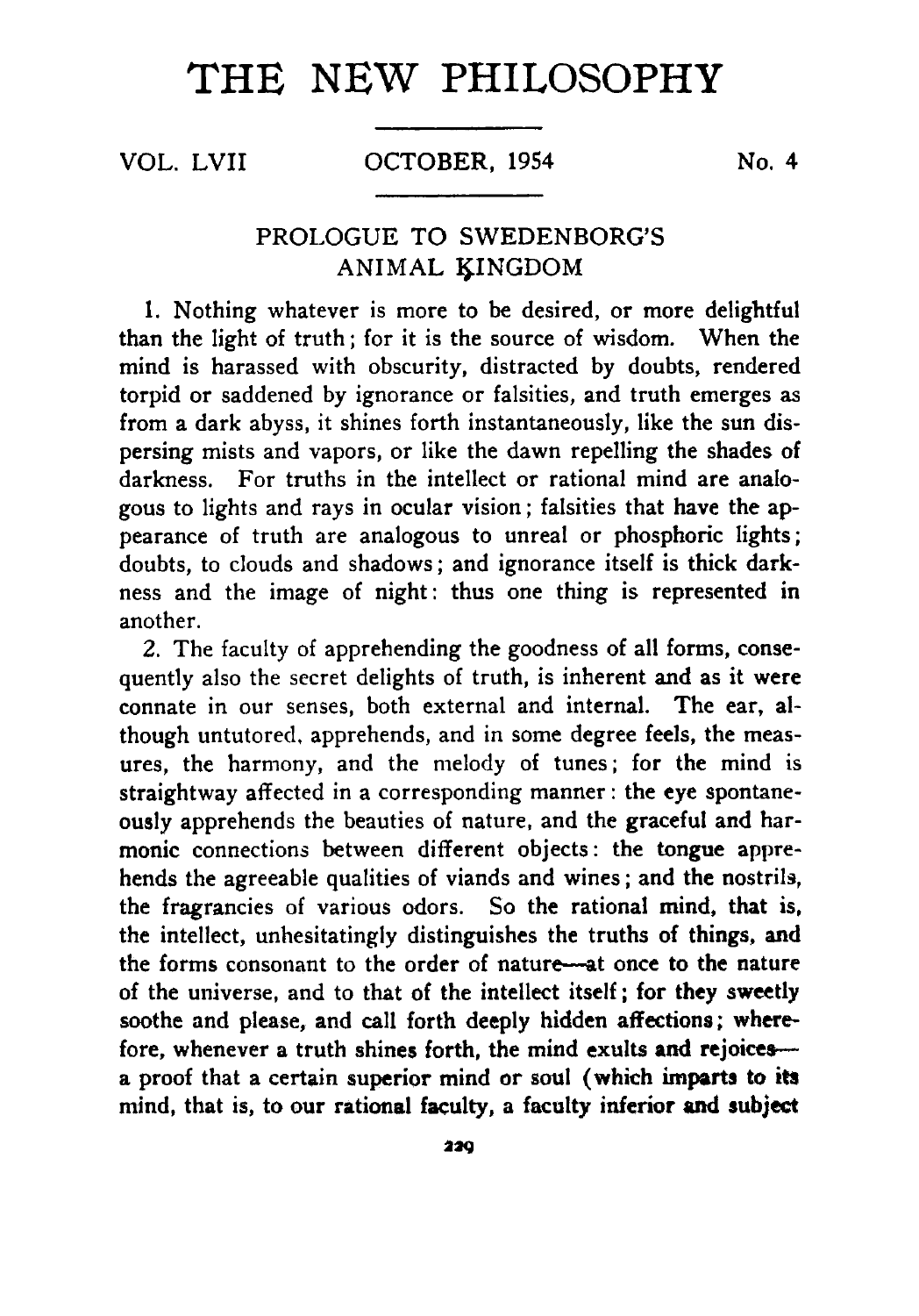# THE NEW PHILOSOPHY

VOL. LVII — OCTOBER, 1954 — No. 4

## PROLOGUE TO SWEDENBORG'S ANIMAL KINGDOM

1. Nothing whatever is more to be desired, or more delightful than the light of truth; for it is the source of wisdom. When the mind is harassed with obscurity, distracted by doubts, rendered torpid or saddened by ignorance or falsities, and truth emerges as from a dark abyss, it shines forth instantaneously, like the sun dispersing mists and vapors, or like the dawn repelling the shades of darkness. For truths in the intellect or rational mind are analogous to lights and rays in ocular vision; falsities that have the appearance of truth are analogous to unreal or phosphoric lights; doubts, to clouds and shadows; and ignorance itself is thick darkness and the image of night: thus one thing is represented in another.

2. The faculty of apprehending the goodness of all forms, consequently also the secret delights of truth, is inherent and as it were connate in our senses, both external and internal. The ear, although untutored, apprehends, and in some degree feels, the measures, the harmony, and the melody of tunes; for the mind is straightway affected in a corresponding manner: the eye spontaneously apprehends the beauties of nature, and the graceful and harmonic connections between different objects: the tongue apprehends the agreeable qualities of viands and wines; and the nostrils, the fragrancies of various odors. So the rational mind, that is, the intellect, unhesitatingly distinguishes the truths of things, and the forms consonant to the order of nature—at once to the nature of the universe, and to that of the intellect itself; for they sweetly soothe and please, and call forth deeply hidden affections; wherefore, whenever a truth shines forth, the mind exults and rejoices—a proof that a certain superior mind or soul (which imparts to its mind, that is, to our rational faculty, a faculty inferior and subject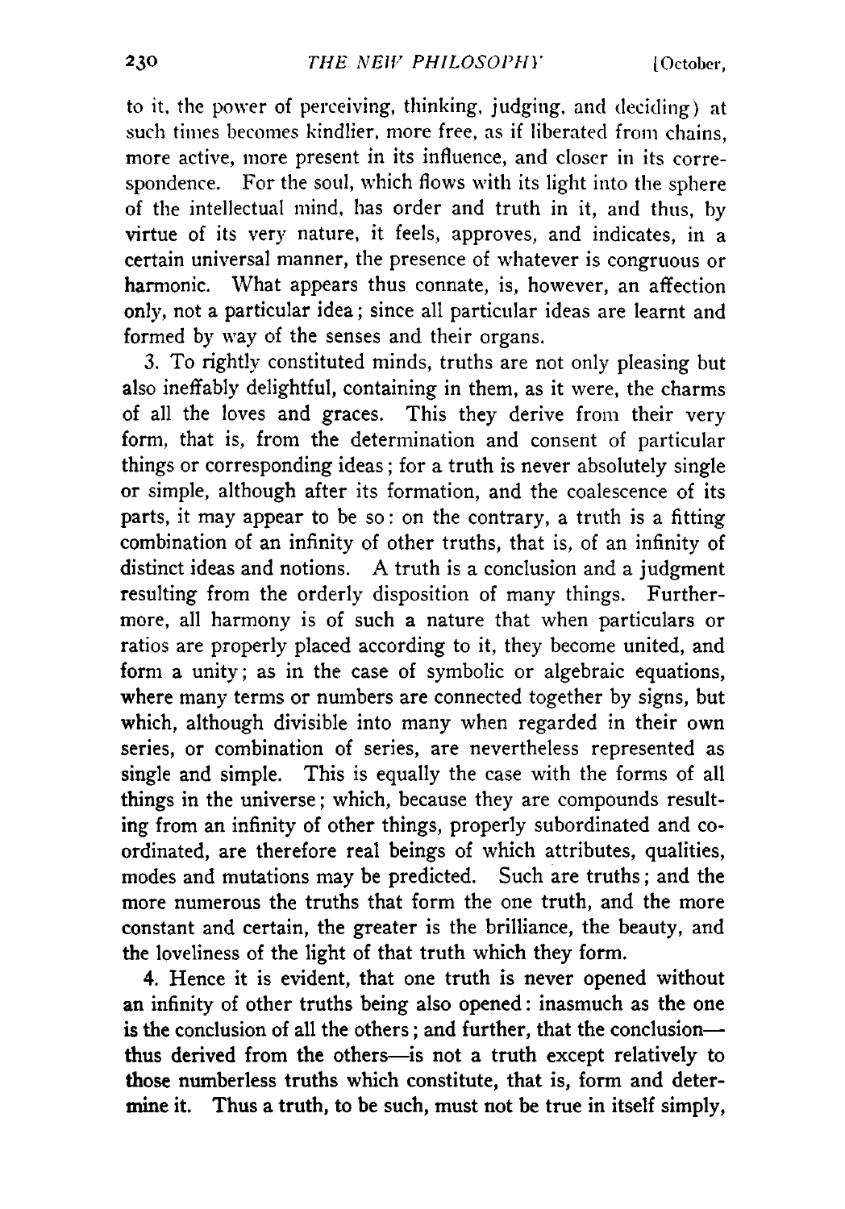to it, the power of perceiving, thinking, judging, and deciding) at such times becomes kindlier, more free, as if liberated from chains, more active, more present in its influence, and closer in its correspondence. For the soul, which flows with its light into the sphere of the intellectual mind, has order and truth in it, and thus, by virtue of its very nature, it feels, approves, and indicates, in a certain universal manner, the presence of whatever is congruous or harmonic. What appears thus connate, is, however, an affection only, not a particular idea; since all particular ideas are learnt and formed by way of the senses and their organs.

3. To rightly constituted minds, truths are not only pleasing but also ineffably delightful, containing in them, as it were, the charms of all the loves and graces. This they derive from their very form, that is, from the determination and consent of particular things or corresponding ideas; for a truth is never absolutely single or simple, although after its formation, and the coalescence of its parts, it may appear to be so: on the contrary, a truth is a fitting combination of an infinity of other truths, that is, of an infinity of distinct ideas and notions. A truth is a conclusion and a judgment resulting from the orderly disposition of many things. Furthermore, all harmony is of such a nature that when particulars or ratios are properly placed according to it, they become united, and form a unity; as in the case of symbolic or algebraic equations, where many terms or numbers are connected together by signs, but which, although divisible into many when regarded in their own series, or combination of series, are nevertheless represented as single and simple. This is equally the case with the forms of all things in the universe; which, because they are compounds resulting from an infinity of other things, properly subordinated and coordinated, are therefore real beings of which attributes, qualities, modes and mutations may be predicted. Such are truths; and the more numerous the truths that form the one truth, and the more constant and certain, the greater is the brilliance, the beauty, and the loveliness of the light of that truth which they form.

4. Hence it is evident, that one truth is never opened without an infinity of other truths being also opened: inasmuch as the one is the conclusion of all the others; and further, that the conclusion—thus derived from the others—is not a truth except relatively to those numberless truths which constitute, that is, form and determine it. Thus a truth, to be such, must not be true in itself simply,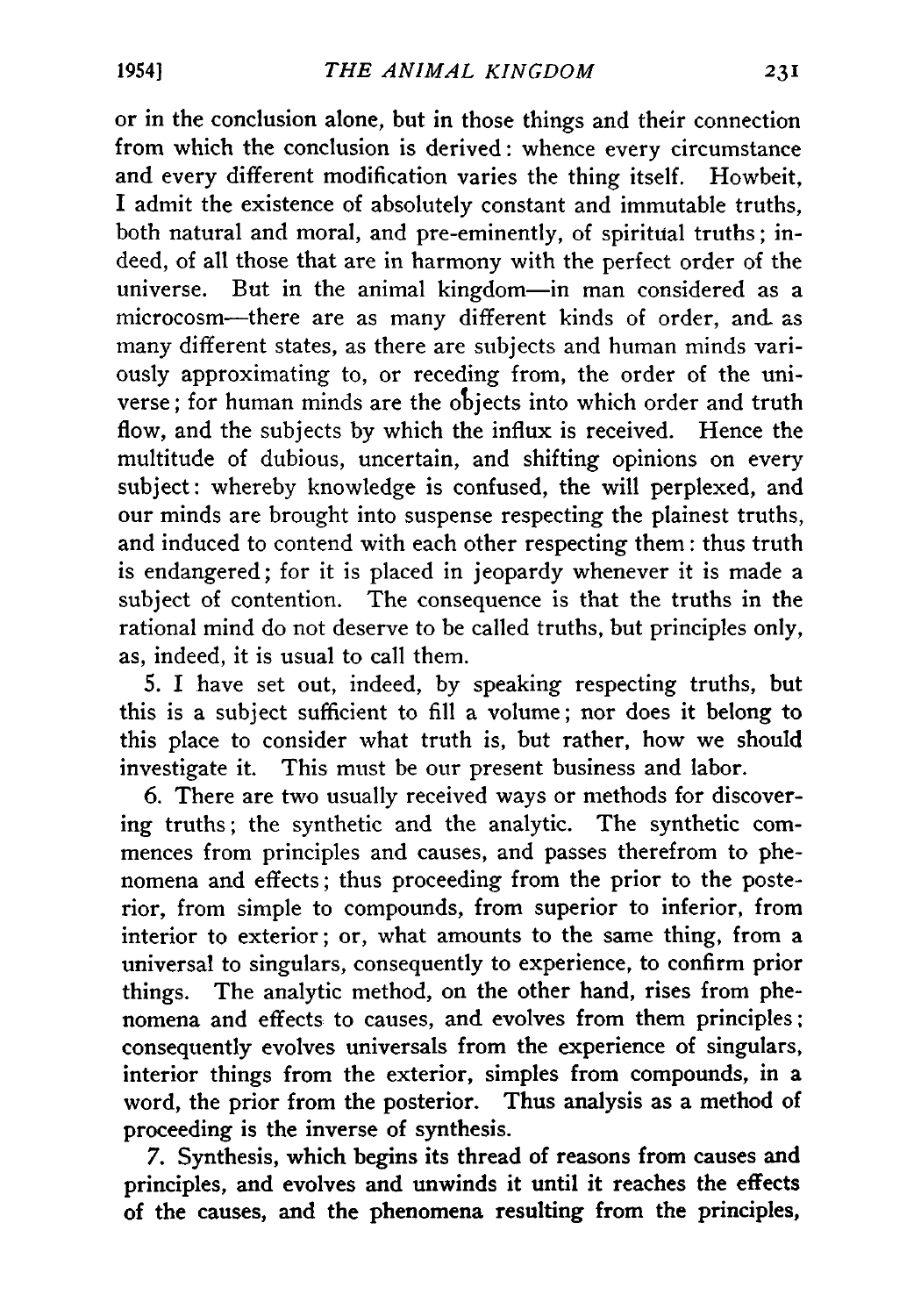or in the conclusion alone, but in those things and their connection from which the conclusion is derived: whence every circumstance and every different modification varies the thing itself. Howbeit, I admit the existence of absolutely constant and immutable truths, both natural and moral, and pre-eminently, of spiritual truths; indeed, of all those that are in harmony with the perfect order of the universe. But in the animal kingdom—in man considered as a microcosm—there are as many different kinds of order, and as many different states, as there are subjects and human minds variously approximating to, or receding from, the order of the universe; for human minds are the objects into which order and truth flow, and the subjects by which the influx is received. Hence the multitude of dubious, uncertain, and shifting opinions on every subject: whereby knowledge is confused, the will perplexed, and our minds are brought into suspense respecting the plainest truths, and induced to contend with each other respecting them: thus truth is endangered; for it is placed in jeopardy whenever it is made a subject of contention. The consequence is that the truths in the rational mind do not deserve to be called truths, but principles only, as, indeed, it is usual to call them.

5. I have set out, indeed, by speaking respecting truths, but this is a subject sufficient to fill a volume; nor does it belong to this place to consider what truth is, but rather, how we should investigate it. This must be our present business and labor.

6. There are two usually received ways or methods for discovering truths; the synthetic and the analytic. The synthetic commences from principles and causes, and passes therefrom to phenomena and effects; thus proceeding from the prior to the posterior, from simple to compounds, from superior to inferior, from interior to exterior; or, what amounts to the same thing, from a universal to singulars, consequently to experience, to confirm prior things. The analytic method, on the other hand, rises from phenomena and effects to causes, and evolves from them principles; consequently evolves universals from the experience of singulars, interior things from the exterior, simples from compounds, in a word, the prior from the posterior. Thus analysis as a method of proceeding is the inverse of synthesis.

7. Synthesis, which begins its thread of reasons from causes and principles, and evolves and unwinds it until it reaches the effects of the causes, and the phenomena resulting from the principles,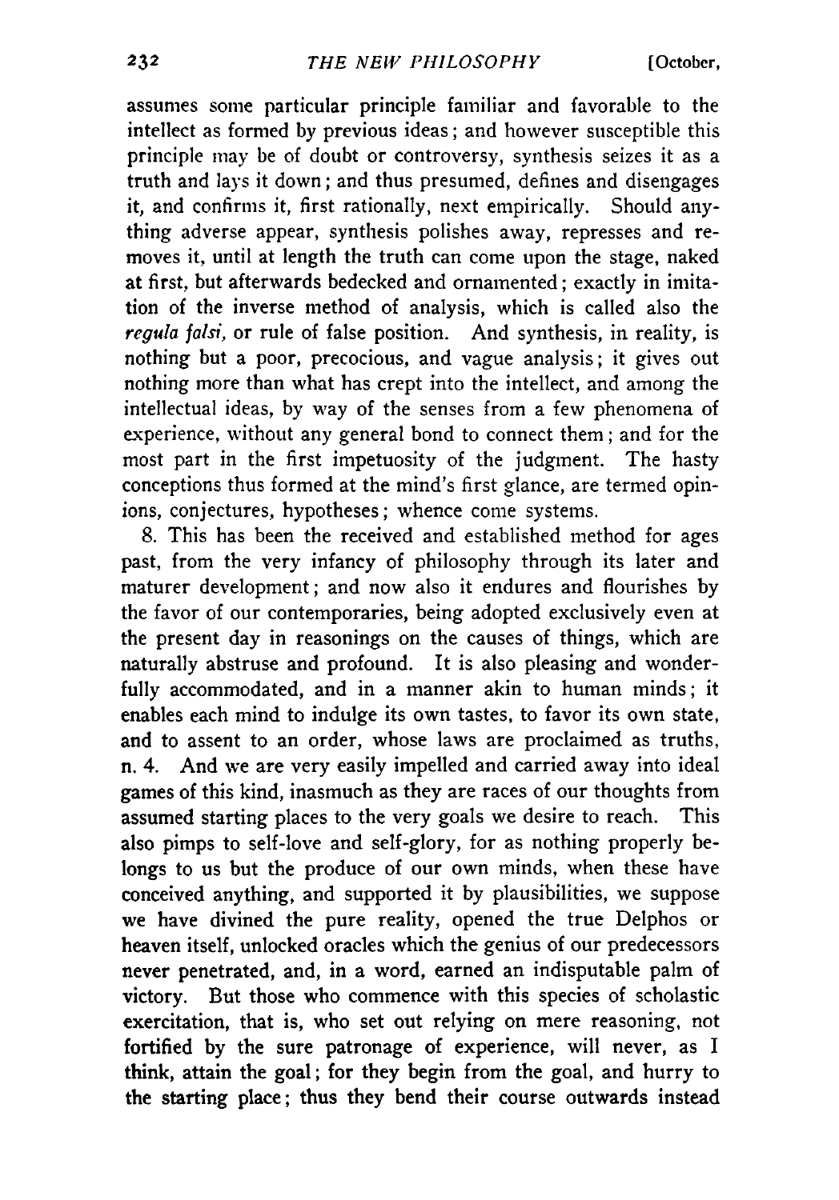assumes some particular principle familiar and favorable to the intellect as formed by previous ideas; and however susceptible this principle may be of doubt or controversy, synthesis seizes it as a truth and lays it down; and thus presumed, defines and disengages it, and confirms it, first rationally, next empirically. Should anything adverse appear, synthesis polishes away, represses and removes it, until at length the truth can come upon the stage, naked at first, but afterwards bedecked and ornamented; exactly in imitation of the inverse method of analysis, which is called also the *regula falsi,* or rule of false position. And synthesis, in reality, is nothing but a poor, precocious, and vague analysis; it gives out nothing more than what has crept into the intellect, and among the intellectual ideas, by way of the senses from a few phenomena of experience, without any general bond to connect them; and for the most part in the first impetuosity of the judgment. The hasty conceptions thus formed at the mind's first glance, are termed opinions, conjectures, hypotheses; whence come systems.

8. This has been the received and established method for ages past, from the very infancy of philosophy through its later and maturer development; and now also it endures and flourishes by the favor of our contemporaries, being adopted exclusively even at the present day in reasonings on the causes of things, which are naturally abstruse and profound. It is also pleasing and wonderfully accommodated, and in a manner akin to human minds; it enables each mind to indulge its own tastes, to favor its own state, and to assent to an order, whose laws are proclaimed as truths, n. 4. And we are very easily impelled and carried away into ideal games of this kind, inasmuch as they are races of our thoughts from assumed starting places to the very goals we desire to reach. This also pimps to self-love and self-glory, for as nothing properly belongs to us but the produce of our own minds, when these have conceived anything, and supported it by plausibilities, we suppose we have divined the pure reality, opened the true Delphos or heaven itself, unlocked oracles which the genius of our predecessors never penetrated, and, in a word, earned an indisputable palm of victory. But those who commence with this species of scholastic exercitation, that is, who set out relying on mere reasoning, not fortified by the sure patronage of experience, will never, as I think, attain the goal; for they begin from the goal, and hurry to the starting place; thus they bend their course outwards instead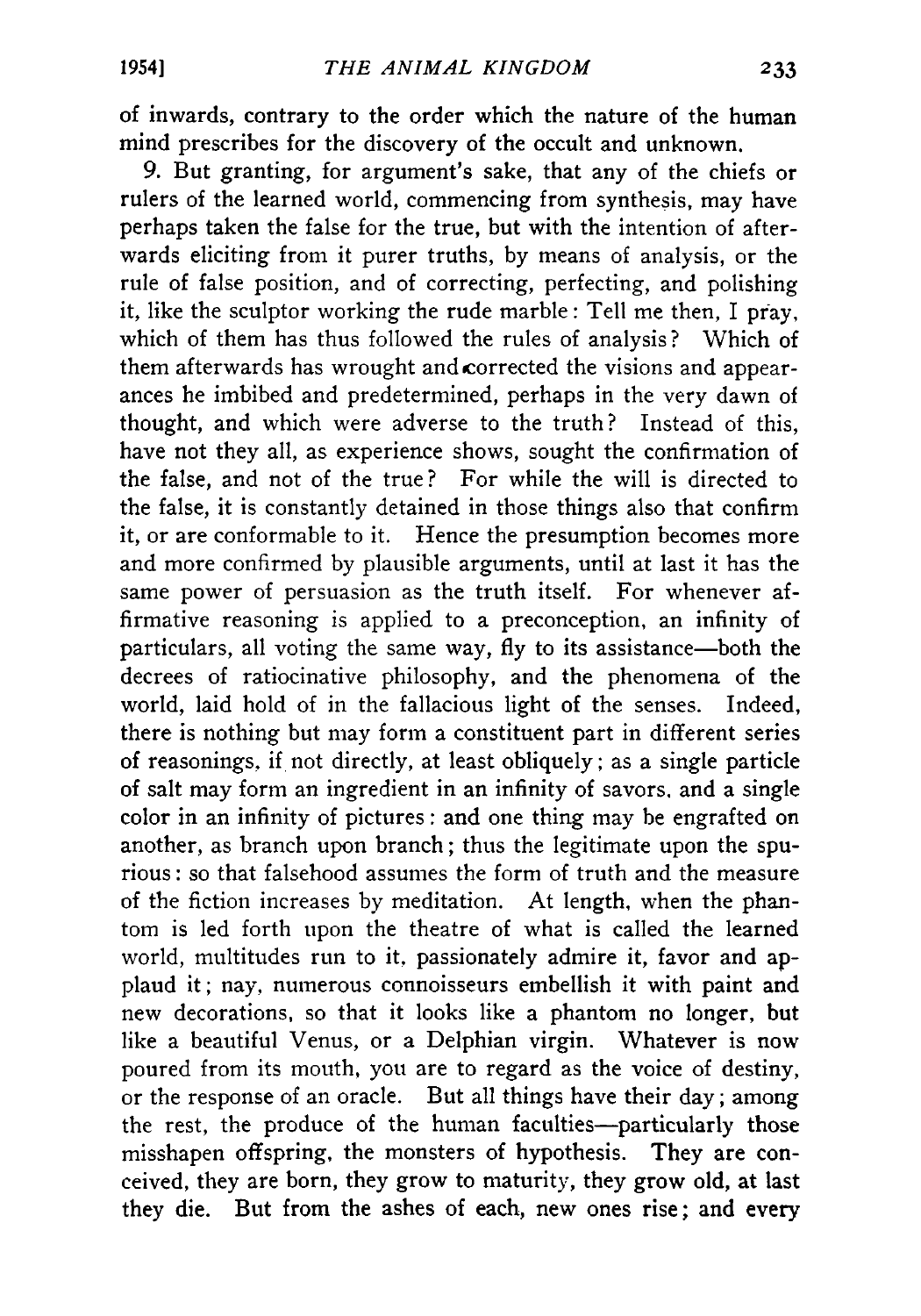of inwards, contrary to the order which the nature of the human mind prescribes for the discovery of the occult and unknown.

9. But granting, for argument's sake, that any of the chiefs or rulers of the learned world, commencing from synthesis, may have perhaps taken the false for the true, but with the intention of afterwards eliciting from it purer truths, by means of analysis, or the rule of false position, and of correcting, perfecting, and polishing it, like the sculptor working the rude marble: Tell me then, I pray, which of them has thus followed the rules of analysis? Which of them afterwards has wrought and corrected the visions and appearances he imbibed and predetermined, perhaps in the very dawn of thought, and which were adverse to the truth? Instead of this, have not they all, as experience shows, sought the confirmation of the false, and not of the true? For while the will is directed to the false, it is constantly detained in those things also that confirm it, or are conformable to it. Hence the presumption becomes more and more confirmed by plausible arguments, until at last it has the same power of persuasion as the truth itself. For whenever affirmative reasoning is applied to a preconception, an infinity of particulars, all voting the same way, fly to its assistance—both the decrees of ratiocinative philosophy, and the phenomena of the world, laid hold of in the fallacious light of the senses. Indeed, there is nothing but may form a constituent part in different series of reasonings, if not directly, at least obliquely; as a single particle of salt may form an ingredient in an infinity of savors, and a single color in an infinity of pictures: and one thing may be engrafted on another, as branch upon branch; thus the legitimate upon the spurious: so that falsehood assumes the form of truth and the measure of the fiction increases by meditation. At length, when the phantom is led forth upon the theatre of what is called the learned world, multitudes run to it, passionately admire it, favor and applaud it; nay, numerous connoisseurs embellish it with paint and new decorations, so that it looks like a phantom no longer, but like a beautiful Venus, or a Delphian virgin. Whatever is now poured from its mouth, you are to regard as the voice of destiny, or the response of an oracle. But all things have their day; among the rest, the produce of the human faculties—particularly those misshapen offspring, the monsters of hypothesis. They are conceived, they are born, they grow to maturity, they grow old, at last they die. But from the ashes of each, new ones rise; and every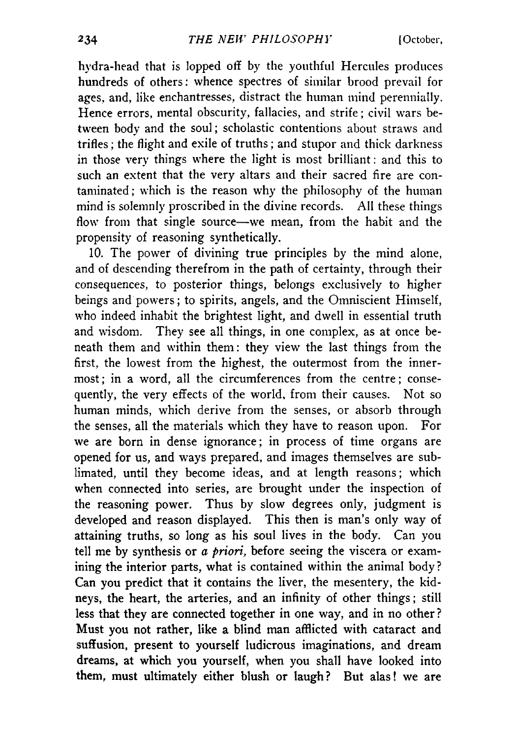hydra-head that is lopped off by the youthful Hercules produces hundreds of others: whence spectres of similar brood prevail for ages, and, like enchantresses, distract the human mind perennially. Hence errors, mental obscurity, fallacies, and strife; civil wars between body and the soul; scholastic contentions about straws and trifles; the flight and exile of truths; and stupor and thick darkness in those very things where the light is most brilliant: and this to such an extent that the very altars and their sacred fire are contaminated; which is the reason why the philosophy of the human mind is solemnly proscribed in the divine records. All these things flow from that single source—we mean, from the habit and the propensity of reasoning synthetically.

10. The power of divining true principles by the mind alone, and of descending therefrom in the path of certainty, through their consequences, to posterior things, belongs exclusively to higher beings and powers; to spirits, angels, and the Omniscient Himself, who indeed inhabit the brightest light, and dwell in essential truth and wisdom. They see all things, in one complex, as at once beneath them and within them: they view the last things from the first, the lowest from the highest, the outermost from the innermost; in a word, all the circumferences from the centre; consequently, the very effects of the world, from their causes. Not so human minds, which derive from the senses, or absorb through the senses, all the materials which they have to reason upon. For we are born in dense ignorance; in process of time organs are opened for us, and ways prepared, and images themselves are sublimated, until they become ideas, and at length reasons; which when connected into series, are brought under the inspection of the reasoning power. Thus by slow degrees only, judgment is developed and reason displayed. This then is man's only way of attaining truths, so long as his soul lives in the body. Can you tell me by synthesis or *a priori,* before seeing the viscera or examining the interior parts, what is contained within the animal body? Can you predict that it contains the liver, the mesentery, the kidneys, the heart, the arteries, and an infinity of other things; still less that they are connected together in one way, and in no other? Must you not rather, like a blind man afflicted with cataract and suffusion, present to yourself ludicrous imaginations, and dream dreams, at which you yourself, when you shall have looked into them, must ultimately either blush or laugh? But alas! we are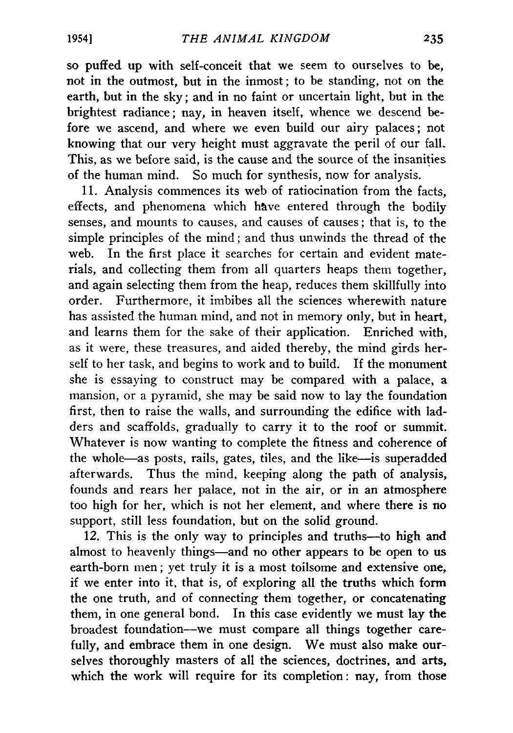so puffed up with self-conceit that we seem to ourselves to be, not in the outmost, but in the inmost; to be standing, not on the earth, but in the sky; and in no faint or uncertain light, but in the brightest radiance; nay, in heaven itself, whence we descend before we ascend, and where we even build our airy palaces; not knowing that our very height must aggravate the peril of our fall. This, as we before said, is the cause and the source of the insanities of the human mind. So much for synthesis, now for analysis.

11. Analysis commences its web of ratiocination from the facts, effects, and phenomena which have entered through the bodily senses, and mounts to causes, and causes of causes; that is, to the simple principles of the mind; and thus unwinds the thread of the web. In the first place it searches for certain and evident materials, and collecting them from all quarters heaps them together, and again selecting them from the heap, reduces them skillfully into order. Furthermore, it imbibes all the sciences wherewith nature has assisted the human mind, and not in memory only, but in heart, and learns them for the sake of their application. Enriched with, as it were, these treasures, and aided thereby, the mind girds herself to her task, and begins to work and to build. If the monument she is essaying to construct may be compared with a palace, a mansion, or a pyramid, she may be said now to lay the foundation first, then to raise the walls, and surrounding the edifice with ladders and scaffolds, gradually to carry it to the roof or summit. Whatever is now wanting to complete the fitness and coherence of the whole—as posts, rails, gates, tiles, and the like—is superadded afterwards. Thus the mind, keeping along the path of analysis, founds and rears her palace, not in the air, or in an atmosphere too high for her, which is not her element, and where there is no support, still less foundation, but on the solid ground.

12. This is the only way to principles and truths—to high and almost to heavenly things—and no other appears to be open to us earth-born men; yet truly it is a most toilsome and extensive one, if we enter into it, that is, of exploring all the truths which form the one truth, and of connecting them together, or concatenating them, in one general bond. In this case evidently we must lay the broadest foundation—we must compare all things together carefully, and embrace them in one design. We must also make ourselves thoroughly masters of all the sciences, doctrines, and arts, which the work will require for its completion: nay, from those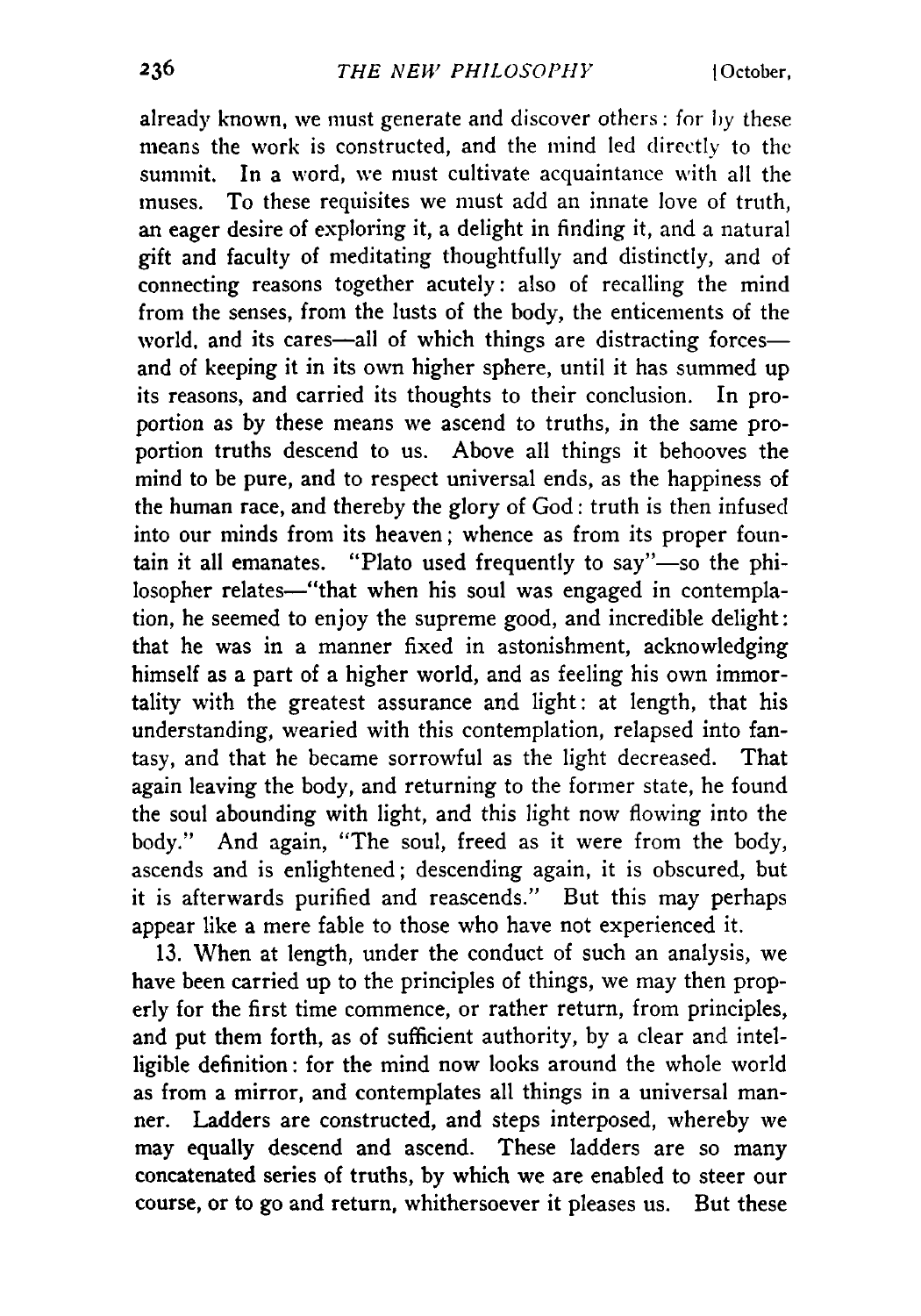already known, we must generate and discover others: for by these means the work is constructed, and the mind led directly to the summit. In a word, we must cultivate acquaintance with all the muses. To these requisites we must add an innate love of truth, an eager desire of exploring it, a delight in finding it, and a natural gift and faculty of meditating thoughtfully and distinctly, and of connecting reasons together acutely: also of recalling the mind from the senses, from the lusts of the body, the enticements of the world, and its cares—all of which things are distracting forces—and of keeping it in its own higher sphere, until it has summed up its reasons, and carried its thoughts to their conclusion. In proportion as by these means we ascend to truths, in the same proportion truths descend to us. Above all things it behooves the mind to be pure, and to respect universal ends, as the happiness of the human race, and thereby the glory of God: truth is then infused into our minds from its heaven; whence as from its proper fountain it all emanates. "Plato used frequently to say"—so the philosopher relates—"that when his soul was engaged in contemplation, he seemed to enjoy the supreme good, and incredible delight: that he was in a manner fixed in astonishment, acknowledging himself as a part of a higher world, and as feeling his own immortality with the greatest assurance and light: at length, that his understanding, wearied with this contemplation, relapsed into fantasy, and that he became sorrowful as the light decreased. That again leaving the body, and returning to the former state, he found the soul abounding with light, and this light now flowing into the body." And again, "The soul, freed as it were from the body, ascends and is enlightened; descending again, it is obscured, but it is afterwards purified and reascends." But this may perhaps appear like a mere fable to those who have not experienced it.

13. When at length, under the conduct of such an analysis, we have been carried up to the principles of things, we may then properly for the first time commence, or rather return, from principles, and put them forth, as of sufficient authority, by a clear and intelligible definition: for the mind now looks around the whole world as from a mirror, and contemplates all things in a universal manner. Ladders are constructed, and steps interposed, whereby we may equally descend and ascend. These ladders are so many concatenated series of truths, by which we are enabled to steer our course, or to go and return, whithersoever it pleases us. But these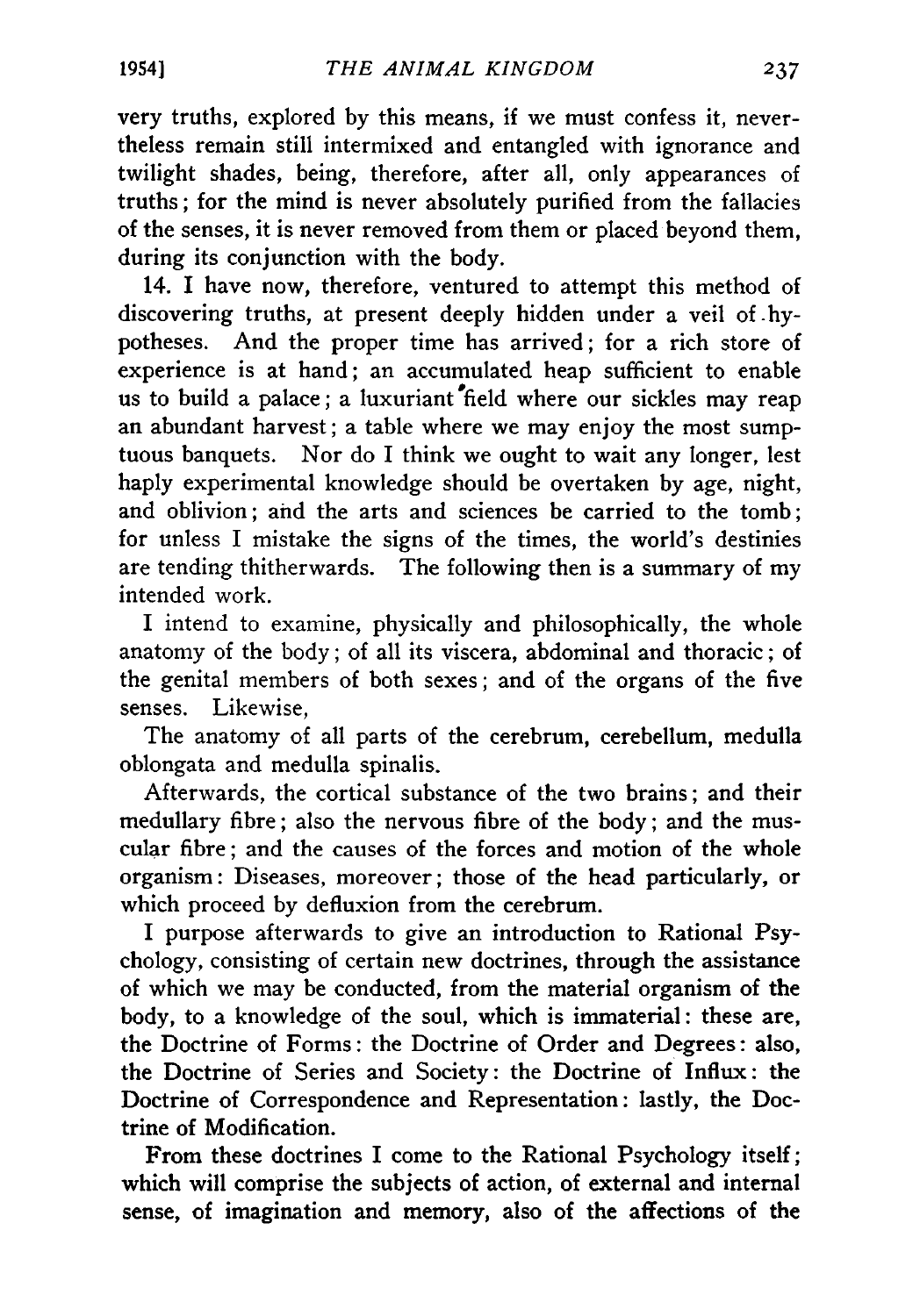very truths, explored by this means, if we must confess it, nevertheless remain still intermixed and entangled with ignorance and twilight shades, being, therefore, after all, only appearances of truths; for the mind is never absolutely purified from the fallacies of the senses, it is never removed from them or placed beyond them, during its conjunction with the body.

14. I have now, therefore, ventured to attempt this method of discovering truths, at present deeply hidden under a veil of hypotheses. And the proper time has arrived; for a rich store of experience is at hand; an accumulated heap sufficient to enable us to build a palace; a luxuriant field where our sickles may reap an abundant harvest; a table where we may enjoy the most sumptuous banquets. Nor do I think we ought to wait any longer, lest haply experimental knowledge should be overtaken by age, night, and oblivion; and the arts and sciences be carried to the tomb; for unless I mistake the signs of the times, the world's destinies are tending thitherwards. The following then is a summary of my intended work.

I intend to examine, physically and philosophically, the whole anatomy of the body; of all its viscera, abdominal and thoracic; of the genital members of both sexes; and of the organs of the five senses. Likewise,

The anatomy of all parts of the cerebrum, cerebellum, medulla oblongata and medulla spinalis.

Afterwards, the cortical substance of the two brains; and their medullary fibre; also the nervous fibre of the body; and the muscular fibre; and the causes of the forces and motion of the whole organism: Diseases, moreover; those of the head particularly, or which proceed by defluxion from the cerebrum.

I purpose afterwards to give an introduction to Rational Psychology, consisting of certain new doctrines, through the assistance of which we may be conducted, from the material organism of the body, to a knowledge of the soul, which is immaterial: these are, the Doctrine of Forms: the Doctrine of Order and Degrees: also, the Doctrine of Series and Society: the Doctrine of Influx: the Doctrine of Correspondence and Representation: lastly, the Doctrine of Modification.

From these doctrines I come to the Rational Psychology itself; which will comprise the subjects of action, of external and internal sense, of imagination and memory, also of the affections of the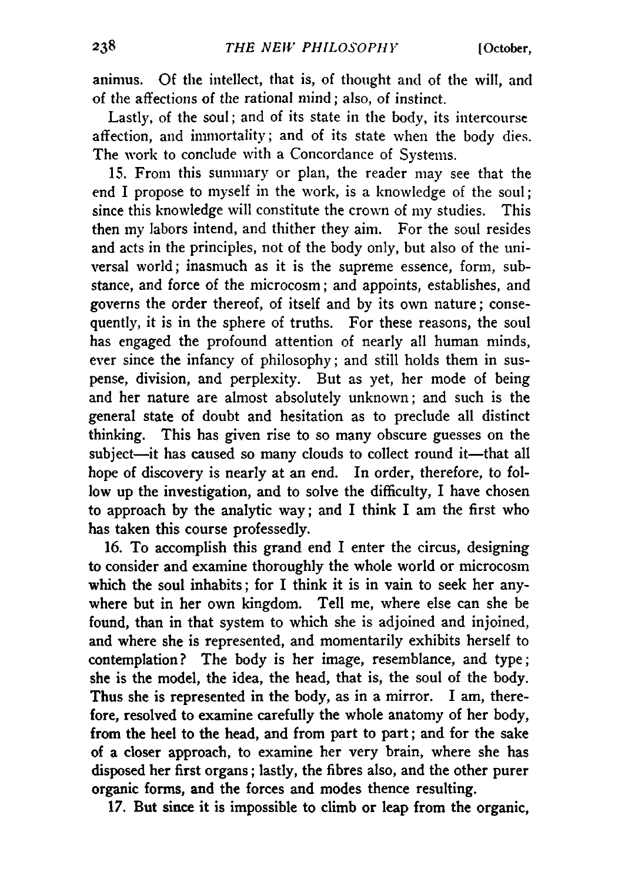animus. Of the intellect, that is, of thought and of the will, and of the affections of the rational mind; also, of instinct.

Lastly, of the soul; and of its state in the body, its intercourse affection, and immortality; and of its state when the body dies. The work to conclude with a Concordance of Systems.

15. From this summary or plan, the reader may see that the end I propose to myself in the work, is a knowledge of the soul; since this knowledge will constitute the crown of my studies. This then my labors intend, and thither they aim. For the soul resides and acts in the principles, not of the body only, but also of the universal world; inasmuch as it is the supreme essence, form, substance, and force of the microcosm; and appoints, establishes, and governs the order thereof, of itself and by its own nature; consequently, it is in the sphere of truths. For these reasons, the soul has engaged the profound attention of nearly all human minds, ever since the infancy of philosophy; and still holds them in suspense, division, and perplexity. But as yet, her mode of being and her nature are almost absolutely unknown; and such is the general state of doubt and hesitation as to preclude all distinct thinking. This has given rise to so many obscure guesses on the subject—it has caused so many clouds to collect round it—that all hope of discovery is nearly at an end. In order, therefore, to follow up the investigation, and to solve the difficulty, I have chosen to approach by the analytic way; and I think I am the first who has taken this course professedly.

16. To accomplish this grand end I enter the circus, designing to consider and examine thoroughly the whole world or microcosm which the soul inhabits; for I think it is in vain to seek her anywhere but in her own kingdom. Tell me, where else can she be found, than in that system to which she is adjoined and injoined, and where she is represented, and momentarily exhibits herself to contemplation? The body is her image, resemblance, and type; she is the model, the idea, the head, that is, the soul of the body. Thus she is represented in the body, as in a mirror. I am, therefore, resolved to examine carefully the whole anatomy of her body, from the heel to the head, and from part to part; and for the sake of a closer approach, to examine her very brain, where she has disposed her first organs; lastly, the fibres also, and the other purer organic forms, and the forces and modes thence resulting.

17. But since it is impossible to climb or leap from the organic,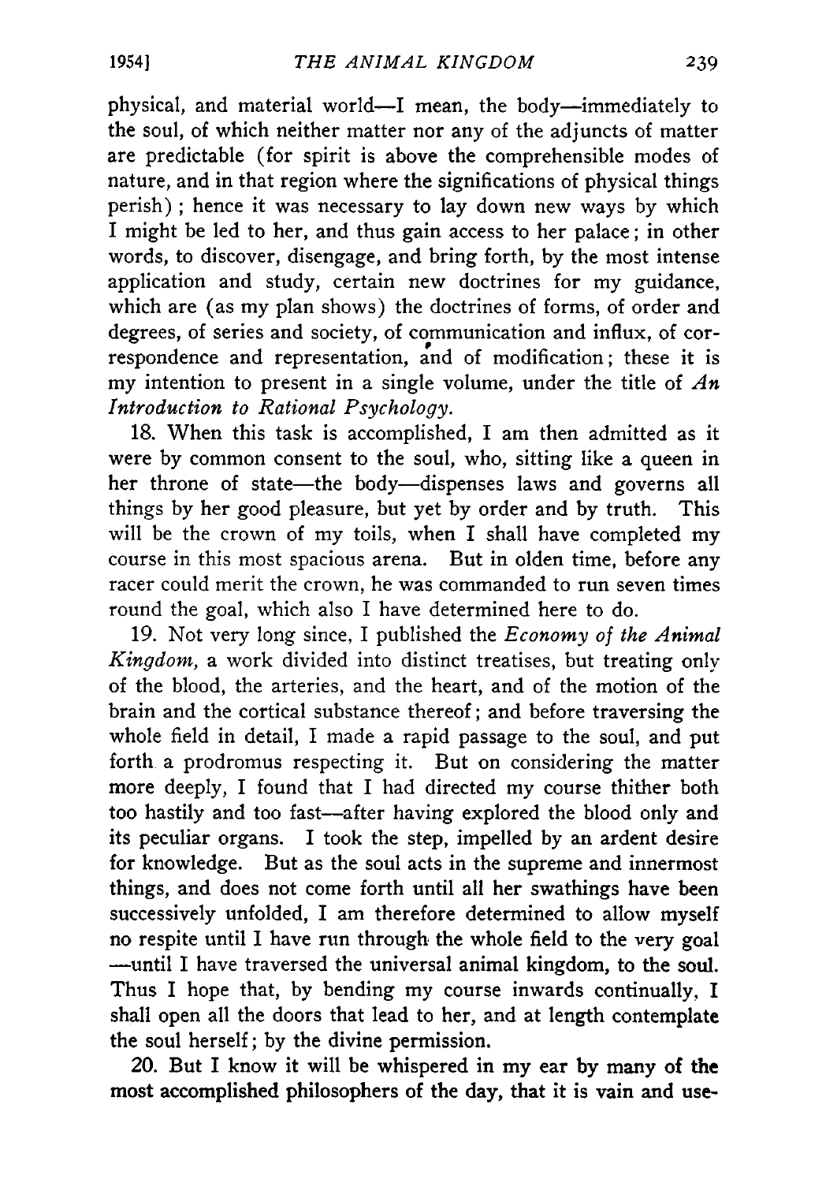physical, and material world—I mean, the body—immediately to the soul, of which neither matter nor any of the adjuncts of matter are predictable (for spirit is above the comprehensible modes of nature, and in that region where the significations of physical things perish); hence it was necessary to lay down new ways by which I might be led to her, and thus gain access to her palace; in other words, to discover, disengage, and bring forth, by the most intense application and study, certain new doctrines for my guidance, which are (as my plan shows) the doctrines of forms, of order and degrees, of series and society, of communication and influx, of correspondence and representation, and of modification; these it is my intention to present in a single volume, under the title of *An Introduction to Rational Psychology.*

18. When this task is accomplished, I am then admitted as it were by common consent to the soul, who, sitting like a queen in her throne of state—the body—dispenses laws and governs all things by her good pleasure, but yet by order and by truth. This will be the crown of my toils, when I shall have completed my course in this most spacious arena. But in olden time, before any racer could merit the crown, he was commanded to run seven times round the goal, which also I have determined here to do.

19. Not very long since, I published the *Economy of the Animal Kingdom,* a work divided into distinct treatises, but treating only of the blood, the arteries, and the heart, and of the motion of the brain and the cortical substance thereof; and before traversing the whole field in detail, I made a rapid passage to the soul, and put forth a prodromus respecting it. But on considering the matter more deeply, I found that I had directed my course thither both too hastily and too fast—after having explored the blood only and its peculiar organs. I took the step, impelled by an ardent desire for knowledge. But as the soul acts in the supreme and innermost things, and does not come forth until all her swathings have been successively unfolded, I am therefore determined to allow myself no respite until I have run through the whole field to the very goal—until I have traversed the universal animal kingdom, to the soul. Thus I hope that, by bending my course inwards continually, I shall open all the doors that lead to her, and at length contemplate the soul herself; by the divine permission.

20. But I know it will be whispered in my ear by many of the most accomplished philosophers of the day, that it is vain and use-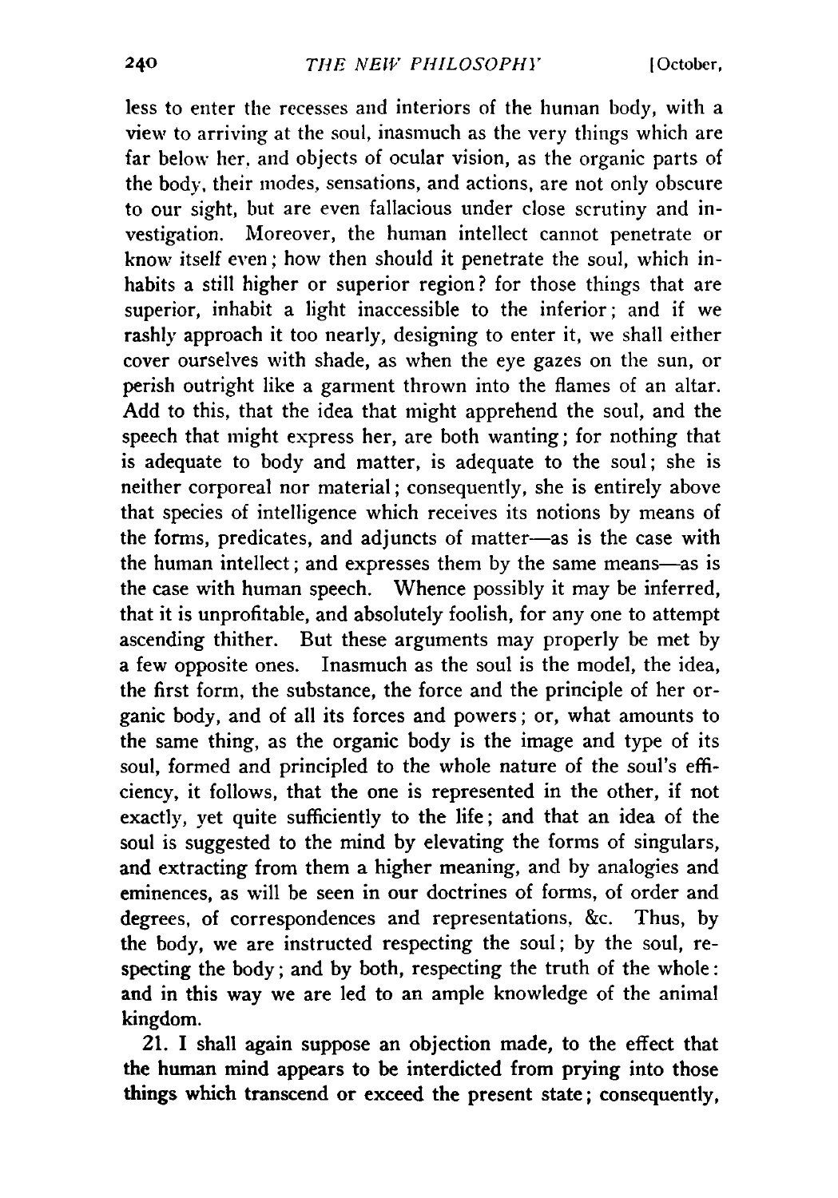less to enter the recesses and interiors of the human body, with a view to arriving at the soul, inasmuch as the very things which are far below her, and objects of ocular vision, as the organic parts of the body, their modes, sensations, and actions, are not only obscure to our sight, but are even fallacious under close scrutiny and investigation. Moreover, the human intellect cannot penetrate or know itself even; how then should it penetrate the soul, which inhabits a still higher or superior region? for those things that are superior, inhabit a light inaccessible to the inferior; and if we rashly approach it too nearly, designing to enter it, we shall either cover ourselves with shade, as when the eye gazes on the sun, or perish outright like a garment thrown into the flames of an altar. Add to this, that the idea that might apprehend the soul, and the speech that might express her, are both wanting; for nothing that is adequate to body and matter, is adequate to the soul; she is neither corporeal nor material; consequently, she is entirely above that species of intelligence which receives its notions by means of the forms, predicates, and adjuncts of matter—as is the case with the human intellect; and expresses them by the same means—as is the case with human speech. Whence possibly it may be inferred, that it is unprofitable, and absolutely foolish, for any one to attempt ascending thither. But these arguments may properly be met by a few opposite ones. Inasmuch as the soul is the model, the idea, the first form, the substance, the force and the principle of her organic body, and of all its forces and powers; or, what amounts to the same thing, as the organic body is the image and type of its soul, formed and principled to the whole nature of the soul's efficiency, it follows, that the one is represented in the other, if not exactly, yet quite sufficiently to the life; and that an idea of the soul is suggested to the mind by elevating the forms of singulars, and extracting from them a higher meaning, and by analogies and eminences, as will be seen in our doctrines of forms, of order and degrees, of correspondences and representations, &c. Thus, by the body, we are instructed respecting the soul; by the soul, respecting the body; and by both, respecting the truth of the whole: and in this way we are led to an ample knowledge of the animal kingdom.

21. I shall again suppose an objection made, to the effect that the human mind appears to be interdicted from prying into those things which transcend or exceed the present state; consequently,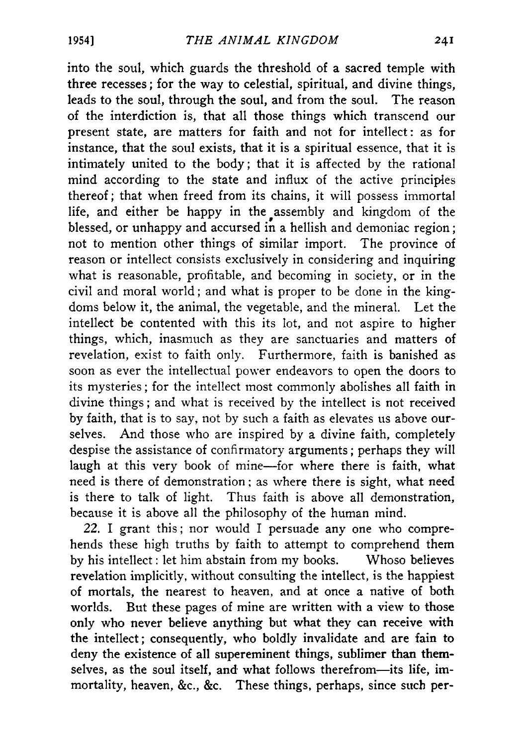into the soul, which guards the threshold of a sacred temple with three recesses; for the way to celestial, spiritual, and divine things, leads to the soul, through the soul, and from the soul. The reason of the interdiction is, that all those things which transcend our present state, are matters for faith and not for intellect: as for instance, that the soul exists, that it is a spiritual essence, that it is intimately united to the body; that it is affected by the rational mind according to the state and influx of the active principles thereof; that when freed from its chains, it will possess immortal life, and either be happy in the assembly and kingdom of the blessed, or unhappy and accursed in a hellish and demoniac region; not to mention other things of similar import. The province of reason or intellect consists exclusively in considering and inquiring what is reasonable, profitable, and becoming in society, or in the civil and moral world; and what is proper to be done in the kingdoms below it, the animal, the vegetable, and the mineral. Let the intellect be contented with this its lot, and not aspire to higher things, which, inasmuch as they are sanctuaries and matters of revelation, exist to faith only. Furthermore, faith is banished as soon as ever the intellectual power endeavors to open the doors to its mysteries; for the intellect most commonly abolishes all faith in divine things; and what is received by the intellect is not received by faith, that is to say, not by such a faith as elevates us above ourselves. And those who are inspired by a divine faith, completely despise the assistance of confirmatory arguments; perhaps they will laugh at this very book of mine—for where there is faith, what need is there of demonstration; as where there is sight, what need is there to talk of light. Thus faith is above all demonstration, because it is above all the philosophy of the human mind.

22. I grant this; nor would I persuade any one who comprehends these high truths by faith to attempt to comprehend them by his intellect: let him abstain from my books. Whoso believes revelation implicitly, without consulting the intellect, is the happiest of mortals, the nearest to heaven, and at once a native of both worlds. But these pages of mine are written with a view to those only who never believe anything but what they can receive with the intellect; consequently, who boldly invalidate and are fain to deny the existence of all supereminent things, sublimer than themselves, as the soul itself, and what follows therefrom—its life, immortality, heaven, &c., &c. These things, perhaps, since such per-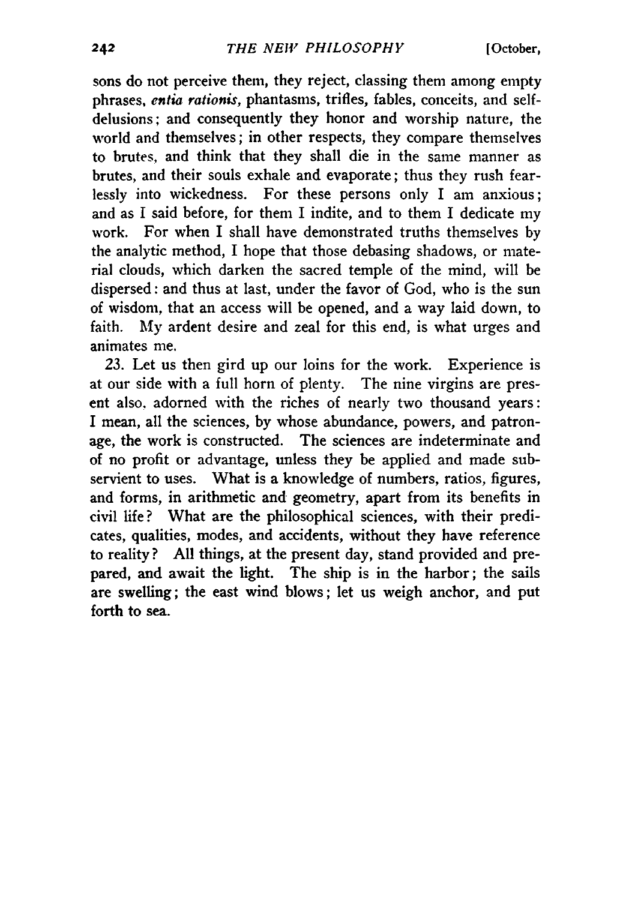sons do not perceive them, they reject, classing them among empty phrases, *entia rationis*, phantasms, trifles, fables, conceits, and self-delusions; and consequently they honor and worship nature, the world and themselves; in other respects, they compare themselves to brutes, and think that they shall die in the same manner as brutes, and their souls exhale and evaporate; thus they rush fearlessly into wickedness. For these persons only I am anxious; and as I said before, for them I indite, and to them I dedicate my work. For when I shall have demonstrated truths themselves by the analytic method, I hope that those debasing shadows, or material clouds, which darken the sacred temple of the mind, will be dispersed: and thus at last, under the favor of God, who is the sun of wisdom, that an access will be opened, and a way laid down, to faith. My ardent desire and zeal for this end, is what urges and animates me.

23. Let us then gird up our loins for the work. Experience is at our side with a full horn of plenty. The nine virgins are present also, adorned with the riches of nearly two thousand years: I mean, all the sciences, by whose abundance, powers, and patronage, the work is constructed. The sciences are indeterminate and of no profit or advantage, unless they be applied and made subservient to uses. What is a knowledge of numbers, ratios, figures, and forms, in arithmetic and geometry, apart from its benefits in civil life? What are the philosophical sciences, with their predicates, qualities, modes, and accidents, without they have reference to reality? All things, at the present day, stand provided and prepared, and await the light. The ship is in the harbor; the sails are swelling; the east wind blows; let us weigh anchor, and put forth to sea.